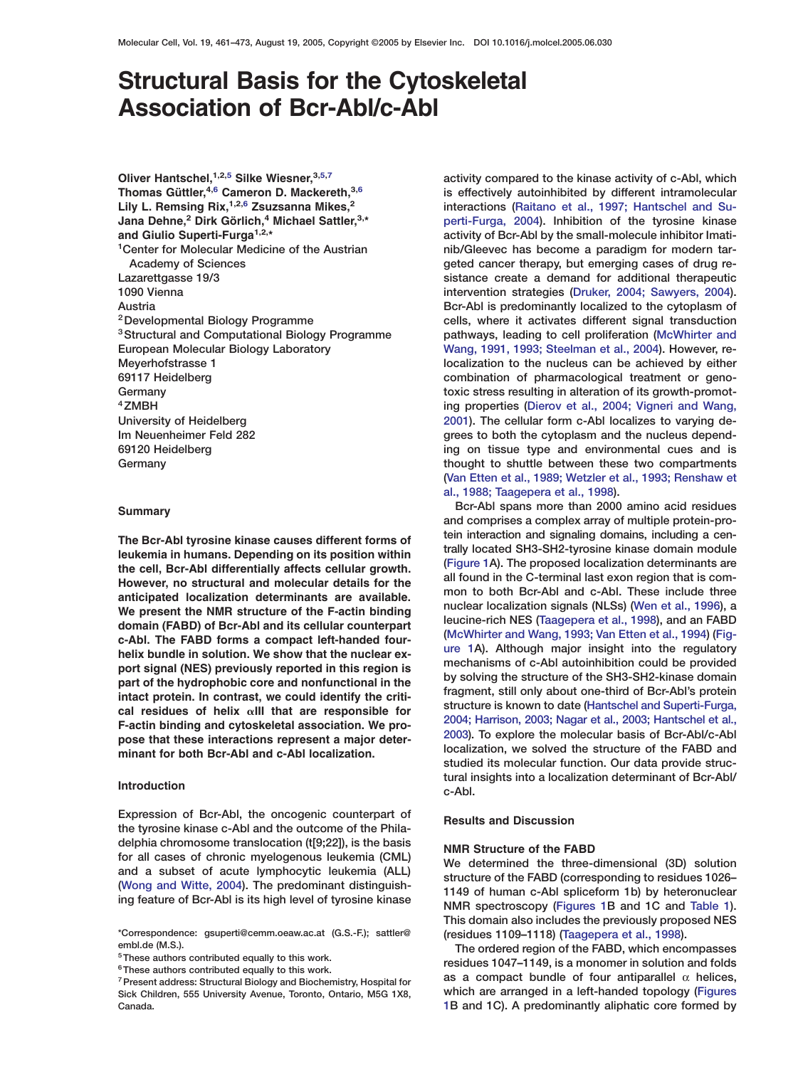# Structural Basis for the Cytoskeletal Association of Bcr-Abl/c-Abl

Oliver Hantschel,[1,2,5] Silke Wiesner,[3,5,7] Thomas Güttler,[4,6] Cameron D. Mackereth,[3,6] Lily L. Remsing Rix,[1,2,6] Zsuzsanna Mikes,[2] Jana Dehne,[2] Dirk Görlich,[4] Michael Sattler,[3,*] and Giulio Superti-Furga[1,2,*]

[1]Center for Molecular Medicine of the Austrian Academy of Sciences
Lazarettgasse 19/3
1090 Vienna
Austria

[2]Developmental Biology Programme

[3]Structural and Computational Biology Programme
European Molecular Biology Laboratory
Meyerhofstrasse 1
69117 Heidelberg
Germany

[4]ZMBH
University of Heidelberg
Im Neuenheimer Feld 282
69120 Heidelberg
Germany

## Summary

**The Bcr-Abl tyrosine kinase causes different forms of leukemia in humans. Depending on its position within the cell, Bcr-Abl differentially affects cellular growth. However, no structural and molecular details for the anticipated localization determinants are available. We present the NMR structure of the F-actin binding domain (FABD) of Bcr-Abl and its cellular counterpart c-Abl. The FABD forms a compact left-handed four-helix bundle in solution. We show that the nuclear export signal (NES) previously reported in this region is part of the hydrophobic core and nonfunctional in the intact protein. In contrast, we could identify the critical residues of helix αIII that are responsible for F-actin binding and cytoskeletal association. We propose that these interactions represent a major determinant for both Bcr-Abl and c-Abl localization.**

## Introduction

Expression of Bcr-Abl, the oncogenic counterpart of the tyrosine kinase c-Abl and the outcome of the Philadelphia chromosome translocation (t[9;22]), is the basis for all cases of chronic myelogenous leukemia (CML) and a subset of acute lymphocytic leukemia (ALL) (Wong and Witte, 2004). The predominant distinguishing feature of Bcr-Abl is its high level of tyrosine kinase activity compared to the kinase activity of c-Abl, which is effectively autoinhibited by different intramolecular interactions (Raitano et al., 1997; Hantschel and Superti-Furga, 2004). Inhibition of the tyrosine kinase activity of Bcr-Abl by the small-molecule inhibitor Imatinib/Gleevec has become a paradigm for modern targeted cancer therapy, but emerging cases of drug resistance create a demand for additional therapeutic intervention strategies (Druker, 2004; Sawyers, 2004). Bcr-Abl is predominantly localized to the cytoplasm of cells, where it activates different signal transduction pathways, leading to cell proliferation (McWhirter and Wang, 1991, 1993; Steelman et al., 2004). However, relocalization to the nucleus can be achieved by either combination of pharmacological treatment or genotoxic stress resulting in alteration of its growth-promoting properties (Dierov et al., 2004; Vigneri and Wang, 2001). The cellular form c-Abl localizes to varying degrees to both the cytoplasm and the nucleus depending on tissue type and environmental cues and is thought to shuttle between these two compartments (Van Etten et al., 1989; Wetzler et al., 1993; Renshaw et al., 1988; Taagepera et al., 1998).

Bcr-Abl spans more than 2000 amino acid residues and comprises a complex array of multiple protein-protein interaction and signaling domains, including a centrally located SH3-SH2-tyrosine kinase domain module (Figure 1A). The proposed localization determinants are all found in the C-terminal last exon region that is common to both Bcr-Abl and c-Abl. These include three nuclear localization signals (NLSs) (Wen et al., 1996), a leucine-rich NES (Taagepera et al., 1998), and an FABD (McWhirter and Wang, 1993; Van Etten et al., 1994) (Figure 1A). Although major insight into the regulatory mechanisms of c-Abl autoinhibition could be provided by solving the structure of the SH3-SH2-kinase domain fragment, still only about one-third of Bcr-Abl's protein structure is known to date (Hantschel and Superti-Furga, 2004; Harrison, 2003; Nagar et al., 2003; Hantschel et al., 2003). To explore the molecular basis of Bcr-Abl/c-Abl localization, we solved the structure of the FABD and studied its molecular function. Our data provide structural insights into a localization determinant of Bcr-Abl/c-Abl.

## Results and Discussion

### NMR Structure of the FABD

We determined the three-dimensional (3D) solution structure of the FABD (corresponding to residues 1026–1149 of human c-Abl spliceform 1b) by heteronuclear NMR spectroscopy (Figures 1B and 1C and Table 1). This domain also includes the previously proposed NES (residues 1109–1118) (Taagepera et al., 1998).

The ordered region of the FABD, which encompasses residues 1047–1149, is a monomer in solution and folds as a compact bundle of four antiparallel α helices, which are arranged in a left-handed topology (Figures 1B and 1C). A predominantly aliphatic core formed by

*Correspondence: gsuperti@cemm.oeaw.ac.at (G.S.-F.); sattler@embl.de (M.S.).

[5]These authors contributed equally to this work.

[6]These authors contributed equally to this work.

[7]Present address: Structural Biology and Biochemistry, Hospital for Sick Children, 555 University Avenue, Toronto, Ontario, M5G 1X8, Canada.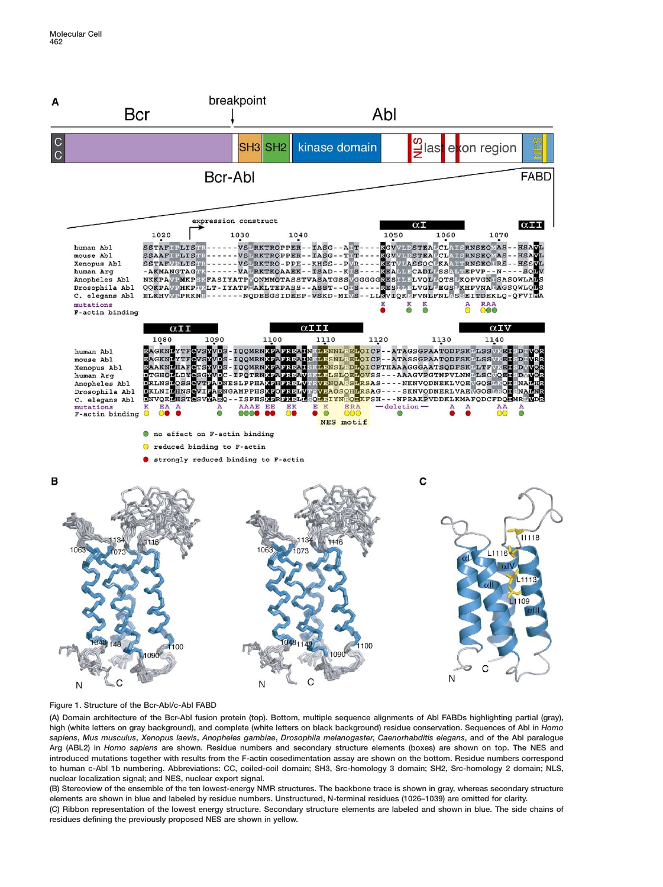Figure 1. Structure of the Bcr-Abl/c-Abl FABD

(A) Domain architecture of the Bcr-Abl fusion protein (top). Bottom, multiple sequence alignments of Abl FABDs highlighting partial (gray), high (white letters on gray background), and complete (white letters on black background) residue conservation. Sequences of Abl in *Homo sapiens*, *Mus musculus*, *Xenopus laevis*, *Anopheles gambiae*, *Drosophila melanogaster*, *Caenorhabditis elegans*, and of the Abl paralogue Arg (ABL2) in *Homo sapiens* are shown. Residue numbers and secondary structure elements (boxes) are shown on top. The NES and introduced mutations together with results from the F-actin cosedimentation assay are shown on the bottom. Residue numbers correspond to human c-Abl 1b numbering. Abbreviations: CC, coiled-coil domain; SH3, Src-homology 3 domain; SH2, Src-homology 2 domain; NLS, nuclear localization signal; and NES, nuclear export signal.

(B) Stereoview of the ensemble of the ten lowest-energy NMR structures. The backbone trace is shown in gray, whereas secondary structure elements are shown in blue and labeled by residue numbers. Unstructured, N-terminal residues (1026–1039) are omitted for clarity.

(C) Ribbon representation of the lowest energy structure. Secondary structure elements are labeled and shown in blue. The side chains of residues defining the previously proposed NES are shown in yellow.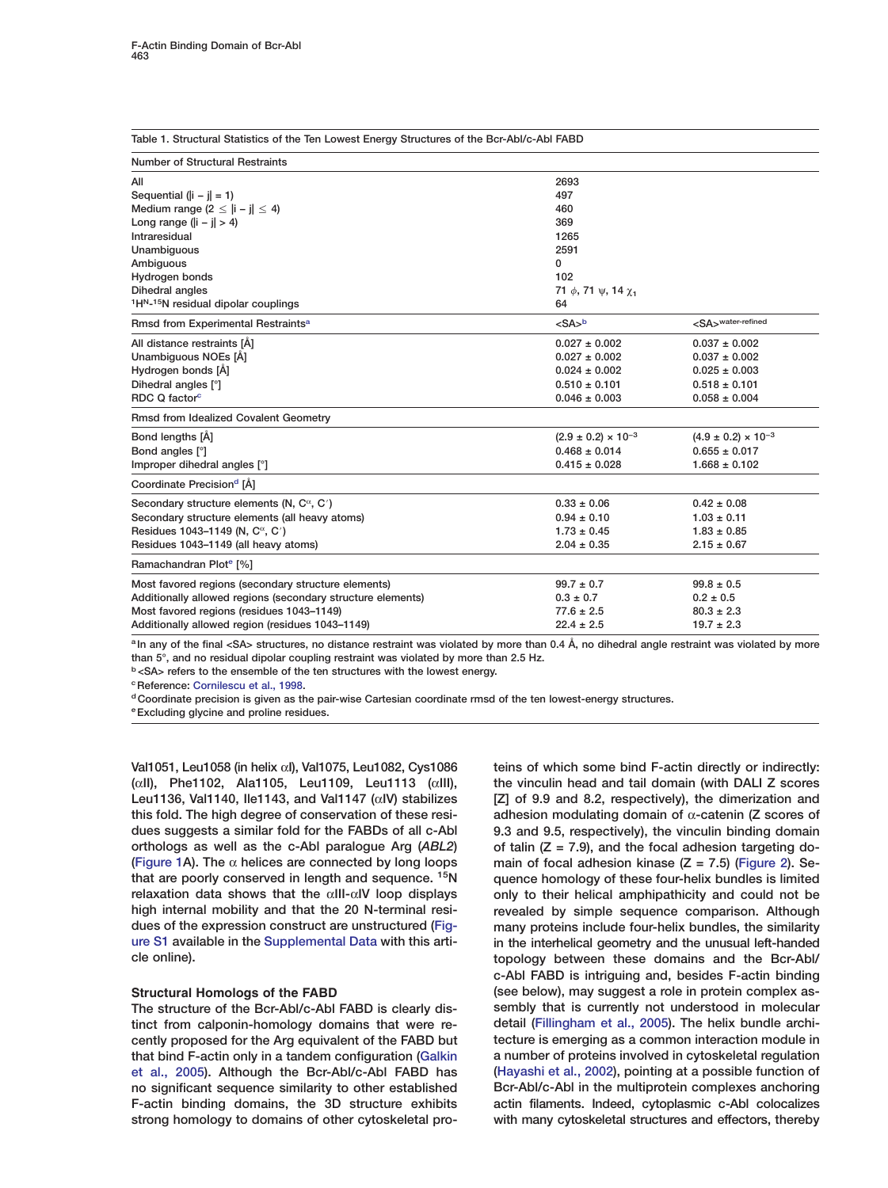Table 1. Structural Statistics of the Ten Lowest Energy Structures of the Bcr-Abl/c-Abl FABD

| Number of Structural Restraints | | |
|---|---|---|
| All | 2693 | |
| Sequential (\|i − j\| = 1) | 497 | |
| Medium range (2 ≤ \|i − j\| ≤ 4) | 460 | |
| Long range (\|i − j\| > 4) | 369 | |
| Intraresidual | 1265 | |
| Unambiguous | 2591 | |
| Ambiguous | 0 | |
| Hydrogen bonds | 102 | |
| Dihedral angles | 71 $\phi$, 71 $\psi$, 14 $\chi_1$ | |
| $^1H^N$-$^{15}N$ residual dipolar couplings | 64 | |
| **Rmsd from Experimental Restraints**[a] | <SA>[b] | <SA>$^{water\text{-}refined}$ |
| All distance restraints [Å] | 0.027 ± 0.002 | 0.037 ± 0.002 |
| Unambiguous NOEs [Å] | 0.027 ± 0.002 | 0.037 ± 0.002 |
| Hydrogen bonds [Å] | 0.024 ± 0.002 | 0.025 ± 0.003 |
| Dihedral angles [°] | 0.510 ± 0.101 | 0.518 ± 0.101 |
| RDC Q factor[c] | 0.046 ± 0.003 | 0.058 ± 0.004 |
| **Rmsd from Idealized Covalent Geometry** | | |
| Bond lengths [Å] | $(2.9 \pm 0.2) \times 10^{-3}$ | $(4.9 \pm 0.2) \times 10^{-3}$ |
| Bond angles [°] | 0.468 ± 0.014 | 0.655 ± 0.017 |
| Improper dihedral angles [°] | 0.415 ± 0.028 | 1.668 ± 0.102 |
| **Coordinate Precision**[d] [Å] | | |
| Secondary structure elements (N, C$^\alpha$, C′) | 0.33 ± 0.06 | 0.42 ± 0.08 |
| Secondary structure elements (all heavy atoms) | 0.94 ± 0.10 | 1.03 ± 0.11 |
| Residues 1043–1149 (N, C$^\alpha$, C′) | 1.73 ± 0.45 | 1.83 ± 0.85 |
| Residues 1043–1149 (all heavy atoms) | 2.04 ± 0.35 | 2.15 ± 0.67 |
| **Ramachandran Plot**[e] [%] | | |
| Most favored regions (secondary structure elements) | 99.7 ± 0.7 | 99.8 ± 0.5 |
| Additionally allowed regions (secondary structure elements) | 0.3 ± 0.7 | 0.2 ± 0.5 |
| Most favored regions (residues 1043–1149) | 77.6 ± 2.5 | 80.3 ± 2.3 |
| Additionally allowed region (residues 1043–1149) | 22.4 ± 2.5 | 19.7 ± 2.3 |

[a] In any of the final <SA> structures, no distance restraint was violated by more than 0.4 Å, no dihedral angle restraint was violated by more than 5°, and no residual dipolar coupling restraint was violated by more than 2.5 Hz.
[b] <SA> refers to the ensemble of the ten structures with the lowest energy.
[c] Reference: Cornilescu et al., 1998.
[d] Coordinate precision is given as the pair-wise Cartesian coordinate rmsd of the ten lowest-energy structures.
[e] Excluding glycine and proline residues.

Val1051, Leu1058 (in helix αI), Val1075, Leu1082, Cys1086 (αII), Phe1102, Ala1105, Leu1109, Leu1113 (αIII), Leu1136, Val1140, Ile1143, and Val1147 (αIV) stabilizes this fold. The high degree of conservation of these residues suggests a similar fold for the FABDs of all c-Abl orthologs as well as the c-Abl paralogue Arg (*ABL2*) (Figure 1A). The α helices are connected by long loops that are poorly conserved in length and sequence. $^{15}N$ relaxation data shows that the αIII-αIV loop displays high internal mobility and that the 20 N-terminal residues of the expression construct are unstructured (Figure S1 available in the Supplemental Data with this article online).

### Structural Homologs of the FABD

The structure of the Bcr-Abl/c-Abl FABD is clearly distinct from calponin-homology domains that were recently proposed for the Arg equivalent of the FABD but that bind F-actin only in a tandem configuration (Galkin et al., 2005). Although the Bcr-Abl/c-Abl FABD has no significant sequence similarity to other established F-actin binding domains, the 3D structure exhibits strong homology to domains of other cytoskeletal proteins of which some bind F-actin directly or indirectly: the vinculin head and tail domain (with DALI Z scores [Z] of 9.9 and 8.2, respectively), the dimerization and adhesion modulating domain of α-catenin (Z scores of 9.3 and 9.5, respectively), the vinculin binding domain of talin (Z = 7.9), and the focal adhesion targeting domain of focal adhesion kinase (Z = 7.5) (Figure 2). Sequence homology of these four-helix bundles is limited only to their helical amphipathicity and could not be revealed by simple sequence comparison. Although many proteins include four-helix bundles, the similarity in the interhelical geometry and the unusual left-handed topology between these domains and the Bcr-Abl/c-Abl FABD is intriguing and, besides F-actin binding (see below), may suggest a role in protein complex assembly that is currently not understood in molecular detail (Fillingham et al., 2005). The helix bundle architecture is emerging as a common interaction module in a number of proteins involved in cytoskeletal regulation (Hayashi et al., 2002), pointing at a possible function of Bcr-Abl/c-Abl in the multiprotein complexes anchoring actin filaments. Indeed, cytoplasmic c-Abl colocalizes with many cytoskeletal structures and effectors, thereby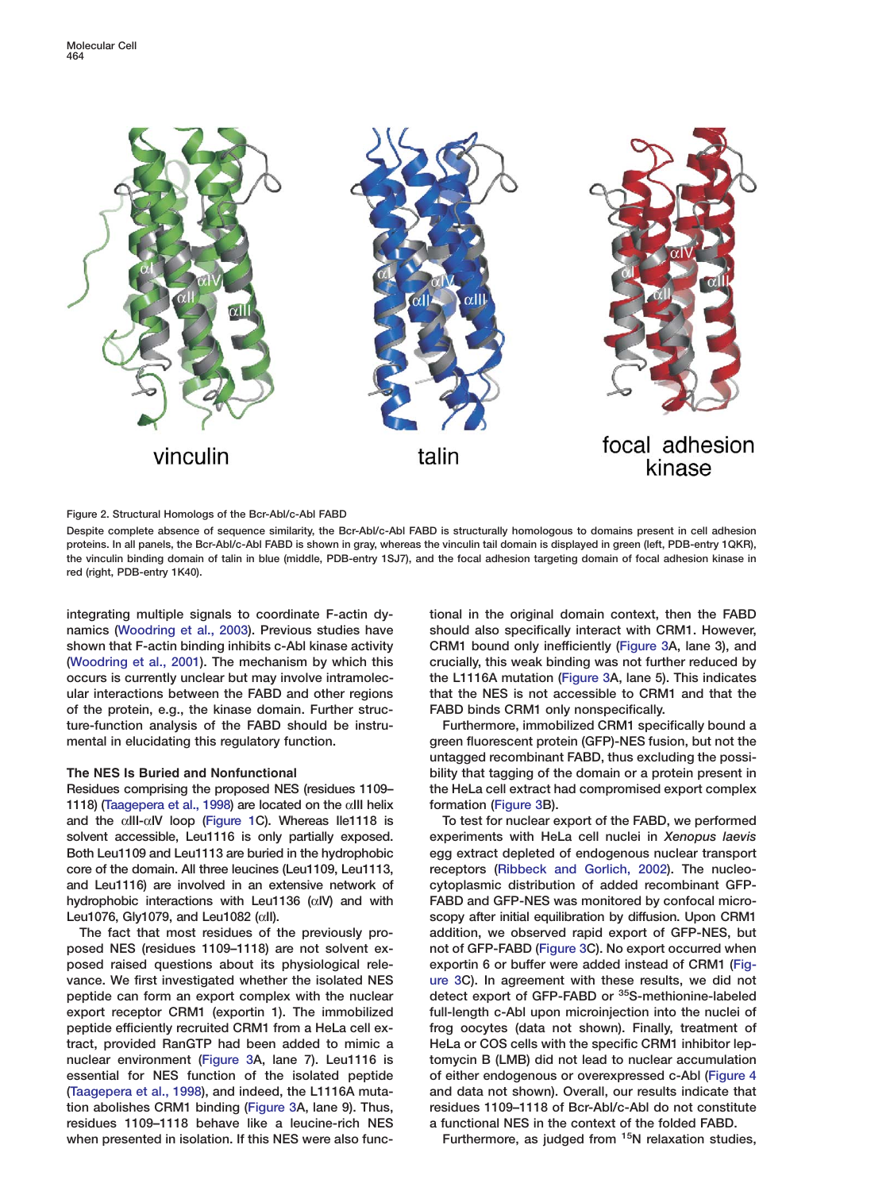Figure 2. Structural Homologs of the Bcr-Abl/c-Abl FABD

Despite complete absence of sequence similarity, the Bcr-Abl/c-Abl FABD is structurally homologous to domains present in cell adhesion proteins. In all panels, the Bcr-Abl/c-Abl FABD is shown in gray, whereas the vinculin tail domain is displayed in green (left, PDB-entry 1QKR), the vinculin binding domain of talin in blue (middle, PDB-entry 1SJ7), and the focal adhesion targeting domain of focal adhesion kinase in red (right, PDB-entry 1K40).

integrating multiple signals to coordinate F-actin dynamics (Woodring et al., 2003). Previous studies have shown that F-actin binding inhibits c-Abl kinase activity (Woodring et al., 2001). The mechanism by which this occurs is currently unclear but may involve intramolecular interactions between the FABD and other regions of the protein, e.g., the kinase domain. Further structure-function analysis of the FABD should be instrumental in elucidating this regulatory function.

### The NES Is Buried and Nonfunctional

Residues comprising the proposed NES (residues 1109–1118) (Taagepera et al., 1998) are located on the αIII helix and the αIII-αIV loop (Figure 1C). Whereas Ile1118 is solvent accessible, Leu1116 is only partially exposed. Both Leu1109 and Leu1113 are buried in the hydrophobic core of the domain. All three leucines (Leu1109, Leu1113, and Leu1116) are involved in an extensive network of hydrophobic interactions with Leu1136 (αIV) and with Leu1076, Gly1079, and Leu1082 (αII).

The fact that most residues of the previously proposed NES (residues 1109–1118) are not solvent exposed raised questions about its physiological relevance. We first investigated whether the isolated NES peptide can form an export complex with the nuclear export receptor CRM1 (exportin 1). The immobilized peptide efficiently recruited CRM1 from a HeLa cell extract, provided RanGTP had been added to mimic a nuclear environment (Figure 3A, lane 7). Leu1116 is essential for NES function of the isolated peptide (Taagepera et al., 1998), and indeed, the L1116A mutation abolishes CRM1 binding (Figure 3A, lane 9). Thus, residues 1109–1118 behave like a leucine-rich NES when presented in isolation. If this NES were also functional in the original domain context, then the FABD should also specifically interact with CRM1. However, CRM1 bound only inefficiently (Figure 3A, lane 3), and crucially, this weak binding was not further reduced by the L1116A mutation (Figure 3A, lane 5). This indicates that the NES is not accessible to CRM1 and that the FABD binds CRM1 only nonspecifically.

Furthermore, immobilized CRM1 specifically bound a green fluorescent protein (GFP)-NES fusion, but not the untagged recombinant FABD, thus excluding the possibility that tagging of the domain or a protein present in the HeLa cell extract had compromised export complex formation (Figure 3B).

To test for nuclear export of the FABD, we performed experiments with HeLa cell nuclei in *Xenopus laevis* egg extract depleted of endogenous nuclear transport receptors (Ribbeck and Gorlich, 2002). The nucleocytoplasmic distribution of added recombinant GFP-FABD and GFP-NES was monitored by confocal microscopy after initial equilibration by diffusion. Upon CRM1 addition, we observed rapid export of GFP-NES, but not of GFP-FABD (Figure 3C). No export occurred when exportin 6 or buffer were added instead of CRM1 (Figure 3C). In agreement with these results, we did not detect export of GFP-FABD or $^{35}$S-methionine-labeled full-length c-Abl upon microinjection into the nuclei of frog oocytes (data not shown). Finally, treatment of HeLa or COS cells with the specific CRM1 inhibitor leptomycin B (LMB) did not lead to nuclear accumulation of either endogenous or overexpressed c-Abl (Figure 4 and data not shown). Overall, our results indicate that residues 1109–1118 of Bcr-Abl/c-Abl do not constitute a functional NES in the context of the folded FABD.

Furthermore, as judged from $^{15}$N relaxation studies,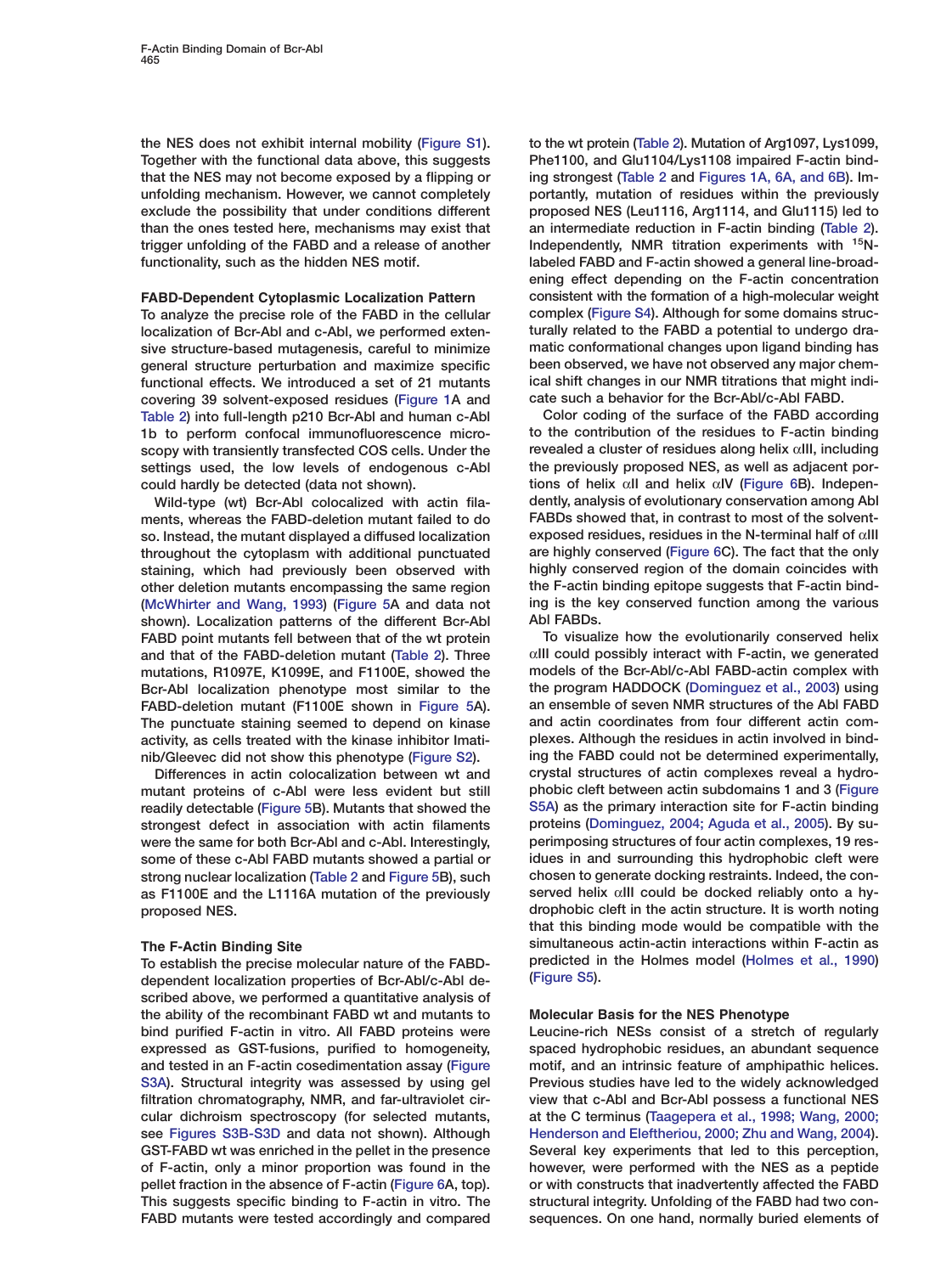the NES does not exhibit internal mobility (Figure S1). Together with the functional data above, this suggests that the NES may not become exposed by a flipping or unfolding mechanism. However, we cannot completely exclude the possibility that under conditions different than the ones tested here, mechanisms may exist that trigger unfolding of the FABD and a release of another functionality, such as the hidden NES motif.

### FABD-Dependent Cytoplasmic Localization Pattern

To analyze the precise role of the FABD in the cellular localization of Bcr-Abl and c-Abl, we performed extensive structure-based mutagenesis, careful to minimize general structure perturbation and maximize specific functional effects. We introduced a set of 21 mutants covering 39 solvent-exposed residues (Figure 1A and Table 2) into full-length p210 Bcr-Abl and human c-Abl 1b to perform confocal immunofluorescence microscopy with transiently transfected COS cells. Under the settings used, the low levels of endogenous c-Abl could hardly be detected (data not shown).

Wild-type (wt) Bcr-Abl colocalized with actin filaments, whereas the FABD-deletion mutant failed to do so. Instead, the mutant displayed a diffused localization throughout the cytoplasm with additional punctuated staining, which had previously been observed with other deletion mutants encompassing the same region (McWhirter and Wang, 1993) (Figure 5A and data not shown). Localization patterns of the different Bcr-Abl FABD point mutants fell between that of the wt protein and that of the FABD-deletion mutant (Table 2). Three mutations, R1097E, K1099E, and F1100E, showed the Bcr-Abl localization phenotype most similar to the FABD-deletion mutant (F1100E shown in Figure 5A). The punctuate staining seemed to depend on kinase activity, as cells treated with the kinase inhibitor Imatinib/Gleevec did not show this phenotype (Figure S2).

Differences in actin colocalization between wt and mutant proteins of c-Abl were less evident but still readily detectable (Figure 5B). Mutants that showed the strongest defect in association with actin filaments were the same for both Bcr-Abl and c-Abl. Interestingly, some of these c-Abl FABD mutants showed a partial or strong nuclear localization (Table 2 and Figure 5B), such as F1100E and the L1116A mutation of the previously proposed NES.

### The F-Actin Binding Site

To establish the precise molecular nature of the FABD-dependent localization properties of Bcr-Abl/c-Abl described above, we performed a quantitative analysis of the ability of the recombinant FABD wt and mutants to bind purified F-actin in vitro. All FABD proteins were expressed as GST-fusions, purified to homogeneity, and tested in an F-actin cosedimentation assay (Figure S3A). Structural integrity was assessed by using gel filtration chromatography, NMR, and far-ultraviolet circular dichroism spectroscopy (for selected mutants, see Figures S3B–S3D and data not shown). Although GST-FABD wt was enriched in the pellet in the presence of F-actin, only a minor proportion was found in the pellet fraction in the absence of F-actin (Figure 6A, top). This suggests specific binding to F-actin in vitro. The FABD mutants were tested accordingly and compared to the wt protein (Table 2). Mutation of Arg1097, Lys1099, Phe1100, and Glu1104/Lys1108 impaired F-actin binding strongest (Table 2 and Figures 1A, 6A, and 6B). Importantly, mutation of residues within the previously proposed NES (Leu1116, Arg1114, and Glu1115) led to an intermediate reduction in F-actin binding (Table 2). Independently, NMR titration experiments with $^{15}$N-labeled FABD and F-actin showed a general line-broadening effect depending on the F-actin concentration consistent with the formation of a high-molecular weight complex (Figure S4). Although for some domains structurally related to the FABD a potential to undergo dramatic conformational changes upon ligand binding has been observed, we have not observed any major chemical shift changes in our NMR titrations that might indicate such a behavior for the Bcr-Abl/c-Abl FABD.

Color coding of the surface of the FABD according to the contribution of the residues to F-actin binding revealed a cluster of residues along helix αIII, including the previously proposed NES, as well as adjacent portions of helix αII and helix αIV (Figure 6B). Independently, analysis of evolutionary conservation among Abl FABDs showed that, in contrast to most of the solvent-exposed residues, residues in the N-terminal half of αIII are highly conserved (Figure 6C). The fact that the only highly conserved region of the domain coincides with the F-actin binding epitope suggests that F-actin binding is the key conserved function among the various Abl FABDs.

To visualize how the evolutionarily conserved helix αIII could possibly interact with F-actin, we generated models of the Bcr-Abl/c-Abl FABD-actin complex with the program HADDOCK (Dominguez et al., 2003) using an ensemble of seven NMR structures of the Abl FABD and actin coordinates from four different actin complexes. Although the residues in actin involved in binding the FABD could not be determined experimentally, crystal structures of actin complexes reveal a hydrophobic cleft between actin subdomains 1 and 3 (Figure S5A) as the primary interaction site for F-actin binding proteins (Dominguez, 2004; Aguda et al., 2005). By superimposing structures of four actin complexes, 19 residues in and surrounding this hydrophobic cleft were chosen to generate docking restraints. Indeed, the conserved helix αIII could be docked reliably onto a hydrophobic cleft in the actin structure. It is worth noting that this binding mode would be compatible with the simultaneous actin-actin interactions within F-actin as predicted in the Holmes model (Holmes et al., 1990) (Figure S5).

### Molecular Basis for the NES Phenotype

Leucine-rich NESs consist of a stretch of regularly spaced hydrophobic residues, an abundant sequence motif, and an intrinsic feature of amphipathic helices. Previous studies have led to the widely acknowledged view that c-Abl and Bcr-Abl possess a functional NES at the C terminus (Taagepera et al., 1998; Wang, 2000; Henderson and Eleftheriou, 2000; Zhu and Wang, 2004). Several key experiments that led to this perception, however, were performed with the NES as a peptide or with constructs that inadvertently affected the FABD structural integrity. Unfolding of the FABD had two consequences. On one hand, normally buried elements of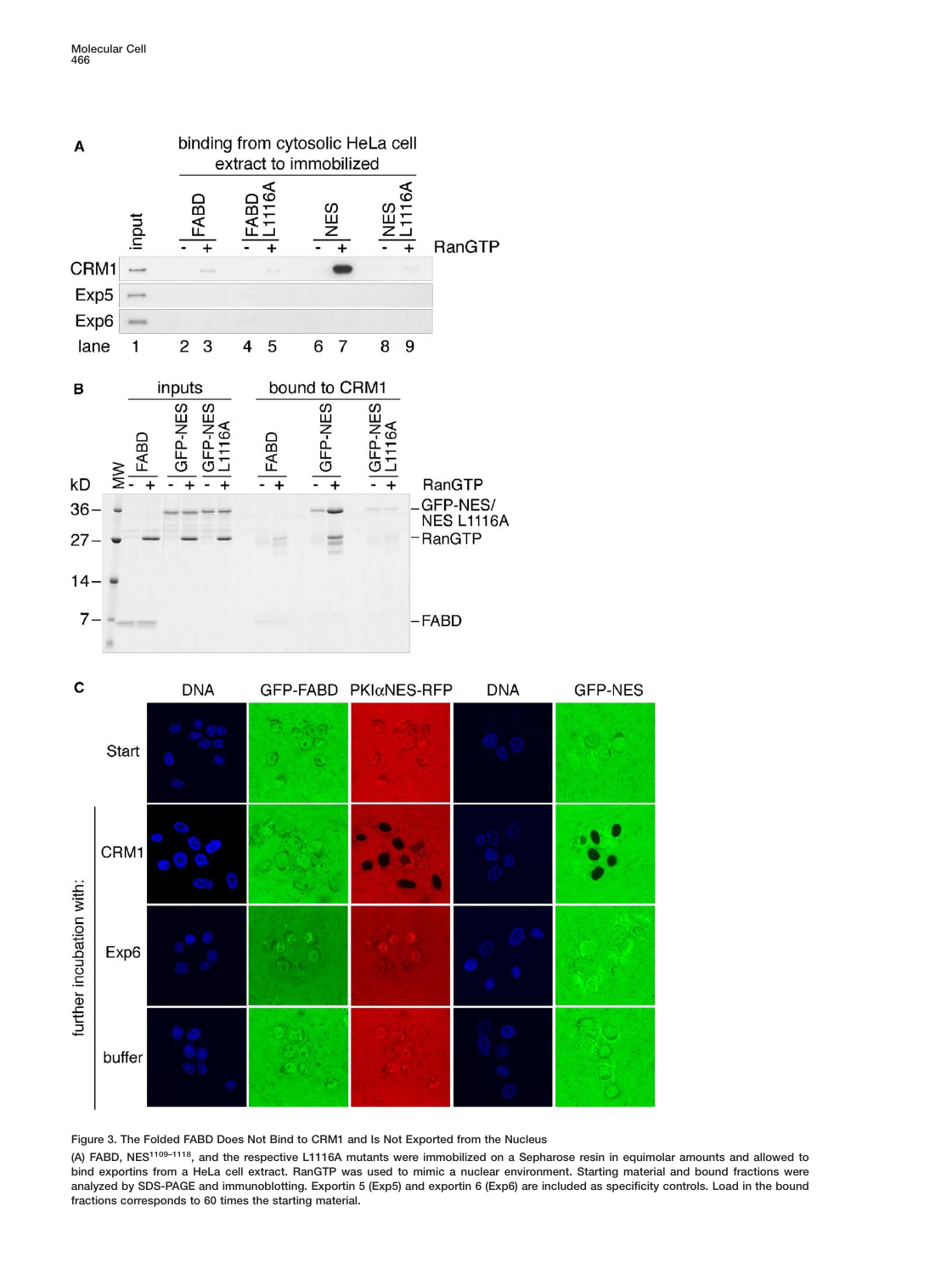Figure 3. The Folded FABD Does Not Bind to CRM1 and Is Not Exported from the Nucleus

(A) FABD, NES[1109–1118], and the respective L1116A mutants were immobilized on a Sepharose resin in equimolar amounts and allowed to bind exportins from a HeLa cell extract. RanGTP was used to mimic a nuclear environment. Starting material and bound fractions were analyzed by SDS-PAGE and immunoblotting. Exportin 5 (Exp5) and exportin 6 (Exp6) are included as specificity controls. Load in the bound fractions corresponds to 60 times the starting material.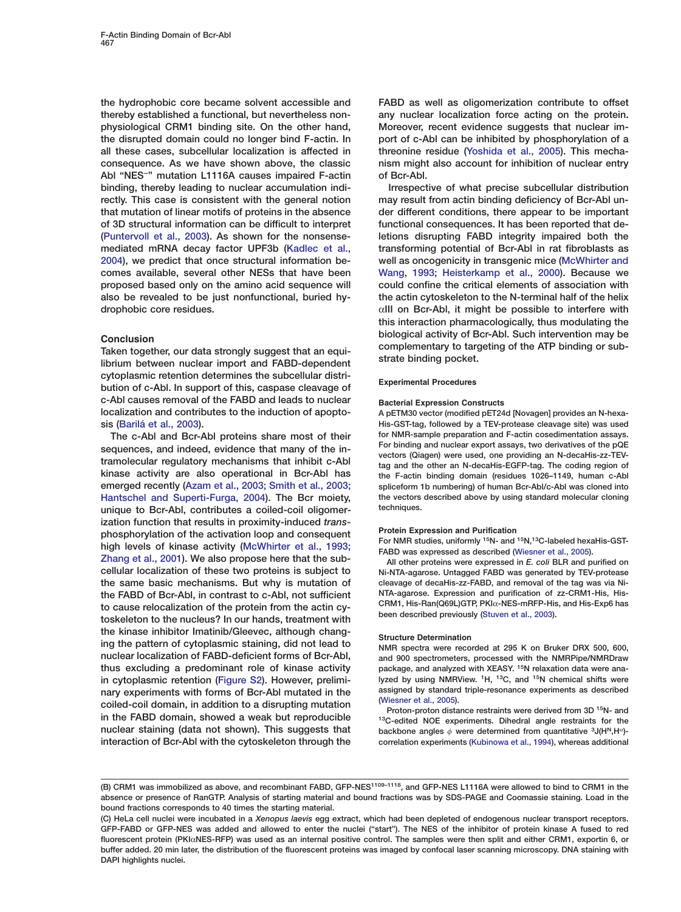the hydrophobic core became solvent accessible and thereby established a functional, but nevertheless nonphysiological CRM1 binding site. On the other hand, the disrupted domain could no longer bind F-actin. In all these cases, subcellular localization is affected in consequence. As we have shown above, the classic Abl "NES⁻" mutation L1116A causes impaired F-actin binding, thereby leading to nuclear accumulation indirectly. This case is consistent with the general notion that mutation of linear motifs of proteins in the absence of 3D structural information can be difficult to interpret (Puntervoll et al., 2003). As shown for the nonsense-mediated mRNA decay factor UPF3b (Kadlec et al., 2004), we predict that once structural information becomes available, several other NESs that have been proposed based only on the amino acid sequence will also be revealed to be just nonfunctional, buried hydrophobic core residues.

## Conclusion

Taken together, our data strongly suggest that an equilibrium between nuclear import and FABD-dependent cytoplasmic retention determines the subcellular distribution of c-Abl. In support of this, caspase cleavage of c-Abl causes removal of the FABD and leads to nuclear localization and contributes to the induction of apoptosis (Barilá et al., 2003).

The c-Abl and Bcr-Abl proteins share most of their sequences, and indeed, evidence that many of the intramolecular regulatory mechanisms that inhibit c-Abl kinase activity are also operational in Bcr-Abl has emerged recently (Azam et al., 2003; Smith et al., 2003; Hantschel and Superti-Furga, 2004). The Bcr moiety, unique to Bcr-Abl, contributes a coiled-coil oligomerization function that results in proximity-induced *trans*-phosphorylation of the activation loop and consequent high levels of kinase activity (McWhirter et al., 1993; Zhang et al., 2001). We also propose here that the subcellular localization of these two proteins is subject to the same basic mechanisms. But why is mutation of the FABD of Bcr-Abl, in contrast to c-Abl, not sufficient to cause relocalization of the protein from the actin cytoskeleton to the nucleus? In our hands, treatment with the kinase inhibitor Imatinib/Gleevec, although changing the pattern of cytoplasmic staining, did not lead to nuclear localization of FABD-deficient forms of Bcr-Abl, thus excluding a predominant role of kinase activity in cytoplasmic retention (Figure S2). However, preliminary experiments with forms of Bcr-Abl mutated in the coiled-coil domain, in addition to a disrupting mutation in the FABD domain, showed a weak but reproducible nuclear staining (data not shown). This suggests that interaction of Bcr-Abl with the cytoskeleton through the FABD as well as oligomerization contribute to offset any nuclear localization force acting on the protein. Moreover, recent evidence suggests that nuclear import of c-Abl can be inhibited by phosphorylation of a threonine residue (Yoshida et al., 2005). This mechanism might also account for inhibition of nuclear entry of Bcr-Abl.

Irrespective of what precise subcellular distribution may result from actin binding deficiency of Bcr-Abl under different conditions, there appear to be important functional consequences. It has been reported that deletions disrupting FABD integrity impaired both the transforming potential of Bcr-Abl in rat fibroblasts as well as oncogenicity in transgenic mice (McWhirter and Wang, 1993; Heisterkamp et al., 2000). Because we could confine the critical elements of association with the actin cytoskeleton to the N-terminal half of the helix αIII on Bcr-Abl, it might be possible to interfere with this interaction pharmacologically, thus modulating the biological activity of Bcr-Abl. Such intervention may be complementary to targeting of the ATP binding or substrate binding pocket.

## Experimental Procedures

### Bacterial Expression Constructs

A pETM30 vector (modified pET24d [Novagen] provides an N-hexa-His-GST-tag, followed by a TEV-protease cleavage site) was used for NMR-sample preparation and F-actin cosedimentation assays. For binding and nuclear export assays, two derivatives of the pQE vectors (Qiagen) were used, one providing an N-decaHis-zz-TEV-tag and the other an N-decaHis-EGFP-tag. The coding region of the F-actin binding domain (residues 1026–1149, human c-Abl spliceform 1b numbering) of human Bcr-Abl/c-Abl was cloned into the vectors described above by using standard molecular cloning techniques.

### Protein Expression and Purification

For NMR studies, uniformly $^{15}$N- and $^{15}$N,$^{13}$C-labeled hexaHis-GST-FABD was expressed as described (Wiesner et al., 2005).

All other proteins were expressed in *E. coli* BLR and purified on Ni-NTA-agarose. Untagged FABD was generated by TEV-protease cleavage of decaHis-zz-FABD, and removal of the tag was via Ni-NTA-agarose. Expression and purification of zz-CRM1-His, His-CRM1, His-Ran(Q69L)GTP, PKIα-NES-mRFP-His, and His-Exp6 has been described previously (Stuven et al., 2003).

### Structure Determination

NMR spectra were recorded at 295 K on Bruker DRX 500, 600, and 900 spectrometers, processed with the NMRPipe/NMRDraw package, and analyzed with XEASY. $^{15}$N relaxation data were analyzed by using NMRView. $^{1}$H, $^{13}$C, and $^{15}$N chemical shifts were assigned by standard triple-resonance experiments as described (Wiesner et al., 2005).

Proton-proton distance restraints were derived from 3D $^{15}$N- and $^{13}$C-edited NOE experiments. Dihedral angle restraints for the backbone angles $\phi$ were determined from quantitative $^{3}J(H^N,H^\alpha)$-correlation experiments (Kubinowa et al., 1994), whereas additional

(B) CRM1 was immobilized as above, and recombinant FABD, GFP-NES$^{1109–1118}$, and GFP-NES L1116A were allowed to bind to CRM1 in the absence or presence of RanGTP. Analysis of starting material and bound fractions was by SDS-PAGE and Coomassie staining. Load in the bound fractions corresponds to 40 times the starting material.

(C) HeLa cell nuclei were incubated in a *Xenopus laevis* egg extract, which had been depleted of endogenous nuclear transport receptors. GFP-FABD or GFP-NES was added and allowed to enter the nuclei ("start"). The NES of the inhibitor of protein kinase A fused to red fluorescent protein (PKIαNES-RFP) was used as an internal positive control. The samples were then split and either CRM1, exportin 6, or buffer added. 20 min later, the distribution of the fluorescent proteins was imaged by confocal laser scanning microscopy. DNA staining with DAPI highlights nuclei.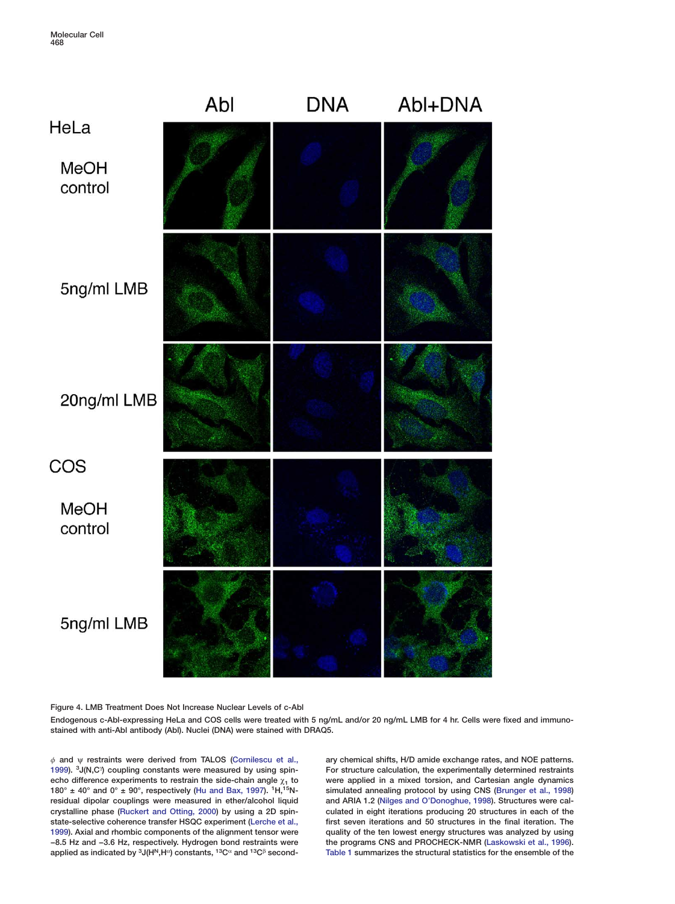Figure 4. LMB Treatment Does Not Increase Nuclear Levels of c-Abl

Endogenous c-Abl-expressing HeLa and COS cells were treated with 5 ng/mL and/or 20 ng/mL LMB for 4 hr. Cells were fixed and immunostained with anti-Abl antibody (Abl). Nuclei (DNA) were stained with DRAQ5.

$\phi$ and $\psi$ restraints were derived from TALOS (Cornilescu et al., 1999). $^3J(N,C^{\gamma})$ coupling constants were measured by using spin-echo difference experiments to restrain the side-chain angle $\chi_1$ to 180° ± 40° and 0° ± 90°, respectively (Hu and Bax, 1997). $^1H,^{15}N$-residual dipolar couplings were measured in ether/alcohol liquid crystalline phase (Ruckert and Otting, 2000) by using a 2D spin-state-selective coherence transfer HSQC experiment (Lerche et al., 1999). Axial and rhombic components of the alignment tensor were −8.5 Hz and −3.6 Hz, respectively. Hydrogen bond restraints were applied as indicated by $^3J(H^N,H^{\alpha})$ constants, $^{13}C^{\alpha}$ and $^{13}C^{\beta}$ secondary chemical shifts, H/D amide exchange rates, and NOE patterns. For structure calculation, the experimentally determined restraints were applied in a mixed torsion, and Cartesian angle dynamics simulated annealing protocol by using CNS (Brunger et al., 1998) and ARIA 1.2 (Nilges and O'Donoghue, 1998). Structures were calculated in eight iterations producing 20 structures in each of the first seven iterations and 50 structures in the final iteration. The quality of the ten lowest energy structures was analyzed by using the programs CNS and PROCHECK-NMR (Laskowski et al., 1996). Table 1 summarizes the structural statistics for the ensemble of the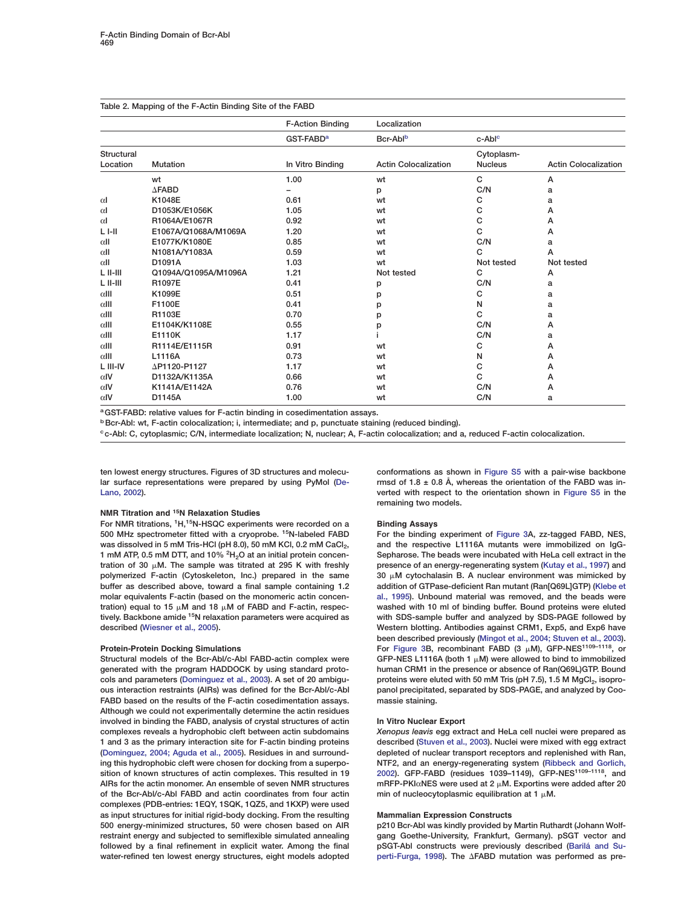Table 2. Mapping of the F-Actin Binding Site of the FABD

| | | F-Action Binding | Localization | | |
|---|---|---|---|---|---|
| | | GST-FABD[a] | Bcr-Abl[b] | c-Abl[c] | |
| Structural Location | Mutation | In Vitro Binding | Actin Colocalization | Cytoplasm-Nucleus | Actin Colocalization |
| | wt | 1.00 | wt | C | A |
| | ΔFABD | – | p | C/N | a |
| αI | K1048E | 0.61 | wt | C | a |
| αI | D1053K/E1056K | 1.05 | wt | C | A |
| αI | R1064A/E1067R | 0.92 | wt | C | A |
| L I-II | E1067A/Q1068A/M1069A | 1.20 | wt | C | A |
| αII | E1077K/K1080E | 0.85 | wt | C/N | a |
| αII | N1081A/Y1083A | 0.59 | wt | C | A |
| αII | D1091A | 1.03 | wt | Not tested | Not tested |
| L II-III | Q1094A/Q1095A/M1096A | 1.21 | Not tested | C | A |
| L II-III | R1097E | 0.41 | p | C/N | a |
| αIII | K1099E | 0.51 | p | C | a |
| αIII | F1100E | 0.41 | p | N | a |
| αIII | R1103E | 0.70 | p | C | a |
| αIII | E1104K/K1108E | 0.55 | p | C/N | A |
| αIII | E1110K | 1.17 | i | C/N | a |
| αIII | R1114E/E1115R | 0.91 | wt | C | A |
| αIII | L1116A | 0.73 | wt | N | A |
| L III-IV | ΔP1120-P1127 | 1.17 | wt | C | A |
| αIV | D1132A/K1135A | 0.66 | wt | C | A |
| αIV | K1141A/E1142A | 0.76 | wt | C/N | A |
| αIV | D1145A | 1.00 | wt | C/N | a |

[a] GST-FABD: relative values for F-actin binding in cosedimentation assays.
[b] Bcr-Abl: wt, F-actin colocalization; i, intermediate; and p, punctuate staining (reduced binding).
[c] c-Abl: C, cytoplasmic; C/N, intermediate localization; N, nuclear; A, F-actin colocalization; and a, reduced F-actin colocalization.

ten lowest energy structures. Figures of 3D structures and molecular surface representations were prepared by using PyMol (DeLano, 2002).

### NMR Titration and $^{15}$N Relaxation Studies

For NMR titrations, $^{1}$H,$^{15}$N-HSQC experiments were recorded on a 500 MHz spectrometer fitted with a cryoprobe. $^{15}$N-labeled FABD was dissolved in 5 mM Tris-HCl (pH 8.0), 50 mM KCl, 0.2 mM $CaCl_2$, 1 mM ATP, 0.5 mM DTT, and 10% $^{2}H_2O$ at an initial protein concentration of 30 μM. The sample was titrated at 295 K with freshly polymerized F-actin (Cytoskeleton, Inc.) prepared in the same buffer as described above, toward a final sample containing 1.2 molar equivalents F-actin (based on the monomeric actin concentration) equal to 15 μM and 18 μM of FABD and F-actin, respectively. Backbone amide $^{15}$N relaxation parameters were acquired as described (Wiesner et al., 2005).

### Protein-Protein Docking Simulations

Structural models of the Bcr-Abl/c-Abl FABD-actin complex were generated with the program HADDOCK by using standard protocols and parameters (Dominguez et al., 2003). A set of 20 ambiguous interaction restraints (AIRs) was defined for the Bcr-Abl/c-Abl FABD based on the results of the F-actin cosedimentation assays. Although we could not experimentally determine the actin residues involved in binding the FABD, analysis of crystal structures of actin complexes reveals a hydrophobic cleft between actin subdomains 1 and 3 as the primary interaction site for F-actin binding proteins (Dominguez, 2004; Aguda et al., 2005). Residues in and surrounding this hydrophobic cleft were chosen for docking from a superposition of known structures of actin complexes. This resulted in 19 AIRs for the actin monomer. An ensemble of seven NMR structures of the Bcr-Abl/c-Abl FABD and actin coordinates from four actin complexes (PDB-entries: 1EQY, 1SQK, 1QZ5, and 1KXP) were used as input structures for initial rigid-body docking. From the resulting 500 energy-minimized structures, 50 were chosen based on AIR restraint energy and subjected to semiflexible simulated annealing followed by a final refinement in explicit water. Among the final water-refined ten lowest energy structures, eight models adopted conformations as shown in Figure S5 with a pair-wise backbone rmsd of 1.8 ± 0.8 Å, whereas the orientation of the FABD was inverted with respect to the orientation shown in Figure S5 in the remaining two models.

### Binding Assays

For the binding experiment of Figure 3A, zz-tagged FABD, NES, and the respective L1116A mutants were immobilized on IgG-Sepharose. The beads were incubated with HeLa cell extract in the presence of an energy-regenerating system (Kutay et al., 1997) and 30 μM cytochalasin B. A nuclear environment was mimicked by addition of GTPase-deficient Ran mutant (Ran[Q69L]GTP) (Klebe et al., 1995). Unbound material was removed, and the beads were washed with 10 ml of binding buffer. Bound proteins were eluted with SDS-sample buffer and analyzed by SDS-PAGE followed by Western blotting. Antibodies against CRM1, Exp5, and Exp6 have been described previously (Mingot et al., 2004; Stuven et al., 2003). For Figure 3B, recombinant FABD (3 μM), GFP-NES[1109–1118], or GFP-NES L1116A (both 1 μM) were allowed to bind to immobilized human CRM1 in the presence or absence of Ran(Q69L)GTP. Bound proteins were eluted with 50 mM Tris (pH 7.5), 1.5 M $MgCl_2$, isopropanol precipitated, separated by SDS-PAGE, and analyzed by Coomassie staining.

### In Vitro Nuclear Export

*Xenopus leavis* egg extract and HeLa cell nuclei were prepared as described (Stuven et al., 2003). Nuclei were mixed with egg extract depleted of nuclear transport receptors and replenished with Ran, NTF2, and an energy-regenerating system (Ribbeck and Gorlich, 2002). GFP-FABD (residues 1039–1149), GFP-NES[1109–1118], and mRFP-PKIαNES were used at 2 μM. Exportins were added after 20 min of nucleocytoplasmic equilibration at 1 μM.

### Mammalian Expression Constructs

p210 Bcr-Abl was kindly provided by Martin Ruthardt (Johann Wolfgang Goethe-University, Frankfurt, Germany). pSGT vector and pSGT-Abl constructs were previously described (Barilá and Superti-Furga, 1998). The ΔFABD mutation was performed as pre-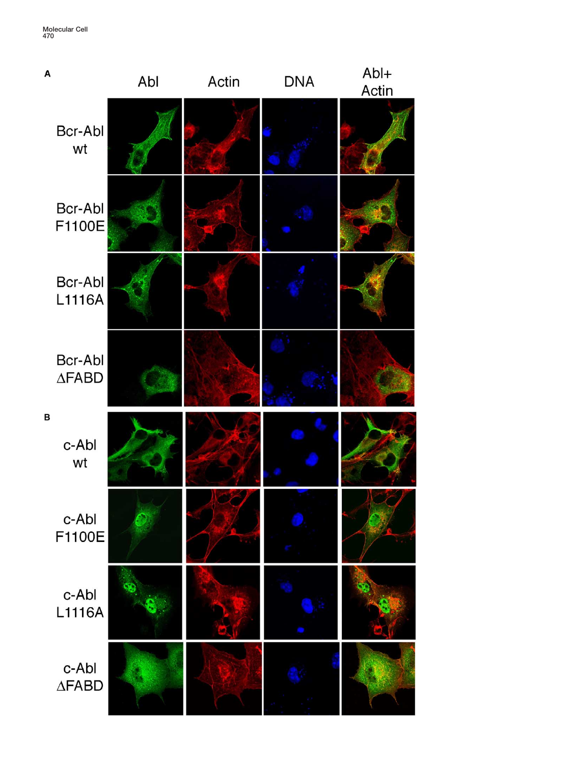A

| | Abl | Actin | DNA | Abl+ Actin |
|---|---|---|---|---|
| Bcr-Abl wt | | | | |
| Bcr-Abl F1100E | | | | |
| Bcr-Abl L1116A | | | | |
| Bcr-Abl ΔFABD | | | | |

B

| | Abl | Actin | DNA | Abl+ Actin |
|---|---|---|---|---|
| c-Abl wt | | | | |
| c-Abl F1100E | | | | |
| c-Abl L1116A | | | | |
| c-Abl ΔFABD | | | | |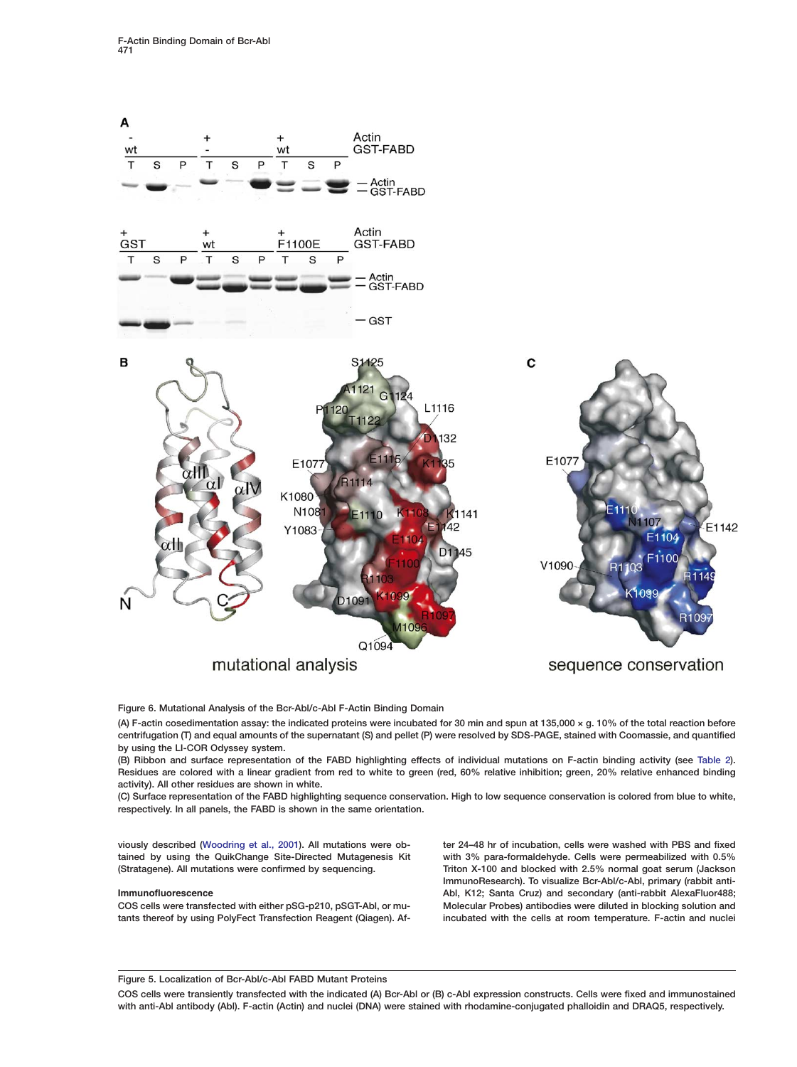Figure 6. Mutational Analysis of the Bcr-Abl/c-Abl F-Actin Binding Domain

(A) F-actin cosedimentation assay: the indicated proteins were incubated for 30 min and spun at 135,000 × g. 10% of the total reaction before centrifugation (T) and equal amounts of the supernatant (S) and pellet (P) were resolved by SDS-PAGE, stained with Coomassie, and quantified by using the LI-COR Odyssey system.

(B) Ribbon and surface representation of the FABD highlighting effects of individual mutations on F-actin binding activity (see Table 2). Residues are colored with a linear gradient from red to white to green (red, 60% relative inhibition; green, 20% relative enhanced binding activity). All other residues are shown in white.

(C) Surface representation of the FABD highlighting sequence conservation. High to low sequence conservation is colored from blue to white, respectively. In all panels, the FABD is shown in the same orientation.

viously described (Woodring et al., 2001). All mutations were obtained by using the QuikChange Site-Directed Mutagenesis Kit (Stratagene). All mutations were confirmed by sequencing.

### Immunofluorescence

COS cells were transfected with either pSG-p210, pSGT-Abl, or mutants thereof by using PolyFect Transfection Reagent (Qiagen). After 24–48 hr of incubation, cells were washed with PBS and fixed with 3% para-formaldehyde. Cells were permeabilized with 0.5% Triton X-100 and blocked with 2.5% normal goat serum (Jackson ImmunoResearch). To visualize Bcr-Abl/c-Abl, primary (rabbit anti-Abl, K12; Santa Cruz) and secondary (anti-rabbit AlexaFluor488; Molecular Probes) antibodies were diluted in blocking solution and incubated with the cells at room temperature. F-actin and nuclei

Figure 5. Localization of Bcr-Abl/c-Abl FABD Mutant Proteins

COS cells were transiently transfected with the indicated (A) Bcr-Abl or (B) c-Abl expression constructs. Cells were fixed and immunostained with anti-Abl antibody (Abl). F-actin (Actin) and nuclei (DNA) were stained with rhodamine-conjugated phalloidin and DRAQ5, respectively.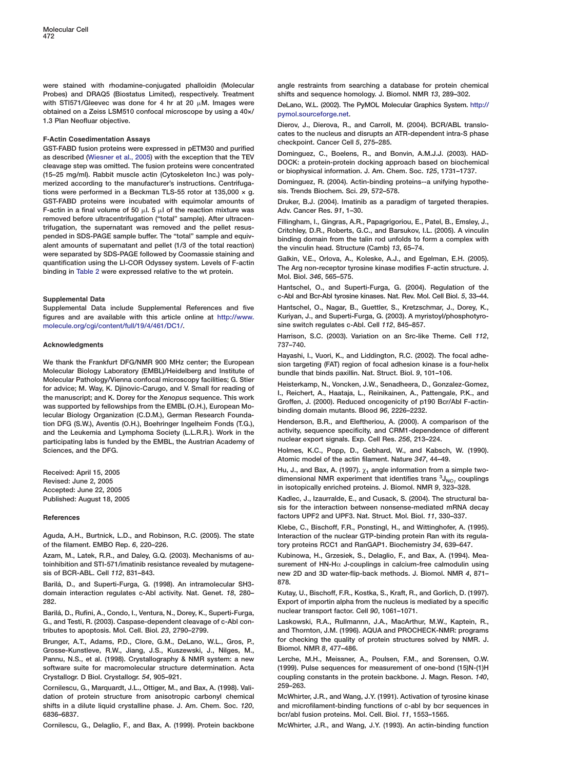were stained with rhodamine-conjugated phalloidin (Molecular Probes) and DRAQ5 (Biostatus Limited), respectively. Treatment with STI571/Gleevec was done for 4 hr at 20 μM. Images were obtained on a Zeiss LSM510 confocal microscope by using a 40×/1.3 Plan Neofluar objective.

### F-Actin Cosedimentation Assays

GST-FABD fusion proteins were expressed in pETM30 and purified as described (Wiesner et al., 2005) with the exception that the TEV cleavage step was omitted. The fusion proteins were concentrated (15–25 mg/ml). Rabbit muscle actin (Cytoskeleton Inc.) was polymerized according to the manufacturer's instructions. Centrifugations were performed in a Beckman TLS-55 rotor at 135,000 × g. GST-FABD proteins were incubated with equimolar amounts of F-actin in a final volume of 50 μl. 5 μl of the reaction mixture was removed before ultracentrifugation ("total" sample). After ultracentrifugation, the supernatant was removed and the pellet resuspended in SDS-PAGE sample buffer. The "total" sample and equivalent amounts of supernatant and pellet (1/3 of the total reaction) were separated by SDS-PAGE followed by Coomassie staining and quantification using the LI-COR Odyssey system. Levels of F-actin binding in Table 2 were expressed relative to the wt protein.

### Supplemental Data

Supplemental Data include Supplemental References and five figures and are available with this article online at http://www.molecule.org/cgi/content/full/19/4/461/DC1/.

### Acknowledgments

We thank the Frankfurt DFG/NMR 900 MHz center; the European Molecular Biology Laboratory (EMBL)/Heidelberg and Institute of Molecular Pathology/Vienna confocal microscopy facilities; G. Stier for advice; M. Way, K. Djinovic-Carugo, and V. Small for reading of the manuscript; and K. Dorey for the *Xenopus* sequence. This work was supported by fellowships from the EMBL (O.H.), European Molecular Biology Organization (C.D.M.), German Research Foundation DFG (S.W.), Aventis (O.H.), Boehringer Ingelheim Fonds (T.G.), and the Leukemia and Lymphoma Society (L.L.R.R.). Work in the participating labs is funded by the EMBL, the Austrian Academy of Sciences, and the DFG.

Received: April 15, 2005
Revised: June 2, 2005
Accepted: June 22, 2005
Published: August 18, 2005

### References

Aguda, A.H., Burtnick, L.D., and Robinson, R.C. (2005). The state of the filament. EMBO Rep. *6*, 220–226.

Azam, M., Latek, R.R., and Daley, G.Q. (2003). Mechanisms of autoinhibition and STI-571/imatinib resistance revealed by mutagenesis of BCR-ABL. Cell *112*, 831–843.

Barilá, D., and Superti-Furga, G. (1998). An intramolecular SH3-domain interaction regulates c-Abl activity. Nat. Genet. *18*, 280–282.

Barilá, D., Rufini, A., Condo, I., Ventura, N., Dorey, K., Superti-Furga, G., and Testi, R. (2003). Caspase-dependent cleavage of c-Abl contributes to apoptosis. Mol. Cell. Biol. *23*, 2790–2799.

Brunger, A.T., Adams, P.D., Clore, G.M., DeLano, W.L., Gros, P., Grosse-Kunstleve, R.W., Jiang, J.S., Kuszewski, J., Nilges, M., Pannu, N.S., et al. (1998). Crystallography & NMR system: a new software suite for macromolecular structure determination. Acta Crystallogr. D Biol. Crystallogr. *54*, 905–921.

Cornilescu, G., Marquardt, J.L., Ottiger, M., and Bax, A. (1998). Validation of protein structure from anisotropic carbonyl chemical shifts in a dilute liquid crystalline phase. J. Am. Chem. Soc. *120*, 6836–6837.

Cornilescu, G., Delaglio, F., and Bax, A. (1999). Protein backbone angle restraints from searching a database for protein chemical shifts and sequence homology. J. Biomol. NMR *13*, 289–302.

DeLano, W.L. (2002). The PyMOL Molecular Graphics System. http://pymol.sourceforge.net.

Dierov, J., Dierova, R., and Carroll, M. (2004). BCR/ABL translocates to the nucleus and disrupts an ATR-dependent intra-S phase checkpoint. Cancer Cell *5*, 275–285.

Dominguez, C., Boelens, R., and Bonvin, A.M.J.J. (2003). HADDOCK: a protein-protein docking approach based on biochemical or biophysical information. J. Am. Chem. Soc. *125*, 1731–1737.

Dominguez, R. (2004). Actin-binding proteins--a unifying hypothesis. Trends Biochem. Sci. *29*, 572–578.

Druker, B.J. (2004). Imatinib as a paradigm of targeted therapies. Adv. Cancer Res. *91*, 1–30.

Fillingham, I., Gingras, A.R., Papagrigoriou, E., Patel, B., Emsley, J., Critchley, D.R., Roberts, G.C., and Barsukov, I.L. (2005). A vinculin binding domain from the talin rod unfolds to form a complex with the vinculin head. Structure (Camb) *13*, 65–74.

Galkin, V.E., Orlova, A., Koleske, A.J., and Egelman, E.H. (2005). The Arg non-receptor tyrosine kinase modifies F-actin structure. J. Mol. Biol. *346*, 565–575.

Hantschel, O., and Superti-Furga, G. (2004). Regulation of the c-Abl and Bcr-Abl tyrosine kinases. Nat. Rev. Mol. Cell Biol. *5*, 33–44.

Hantschel, O., Nagar, B., Guettler, S., Kretzschmar, J., Dorey, K., Kuriyan, J., and Superti-Furga, G. (2003). A myristoyl/phosphotyrosine switch regulates c-Abl. Cell *112*, 845–857.

Harrison, S.C. (2003). Variation on an Src-like Theme. Cell *112*, 737–740.

Hayashi, I., Vuori, K., and Liddington, R.C. (2002). The focal adhesion targeting (FAT) region of focal adhesion kinase is a four-helix bundle that binds paxillin. Nat. Struct. Biol. *9*, 101–106.

Heisterkamp, N., Voncken, J.W., Senadheera, D., Gonzalez-Gomez, I., Reichert, A., Haataja, L., Reinikainen, A., Pattengale, P.K., and Groffen, J. (2000). Reduced oncogenicity of p190 Bcr/Abl F-actin-binding domain mutants. Blood *96*, 2226–2232.

Henderson, B.R., and Eleftheriou, A. (2000). A comparison of the activity, sequence specificity, and CRM1-dependence of different nuclear export signals. Exp. Cell Res. *256*, 213–224.

Holmes, K.C., Popp, D., Gebhard, W., and Kabsch, W. (1990). Atomic model of the actin filament. Nature *347*, 44–49.

Hu, J., and Bax, A. (1997). $\chi_1$ angle information from a simple two-dimensional NMR experiment that identifies trans $^3J_{NC\gamma}$ couplings in isotopically enriched proteins. J. Biomol. NMR *9*, 323–328.

Kadlec, J., Izaurralde, E., and Cusack, S. (2004). The structural basis for the interaction between nonsense-mediated mRNA decay factors UPF2 and UPF3. Nat. Struct. Mol. Biol. *11*, 330–337.

Klebe, C., Bischoff, F.R., Ponstingl, H., and Wittinghofer, A. (1995). Interaction of the nuclear GTP-binding protein Ran with its regulatory proteins RCC1 and RanGAP1. Biochemistry *34*, 639–647.

Kubinowa, H., Grzesiek, S., Delaglio, F., and Bax, A. (1994). Measurement of HN-Hα J-couplings in calcium-free calmodulin using new 2D and 3D water-flip-back methods. J. Biomol. NMR *4*, 871–878.

Kutay, U., Bischoff, F.R., Kostka, S., Kraft, R., and Gorlich, D. (1997). Export of importin alpha from the nucleus is mediated by a specific nuclear transport factor. Cell *90*, 1061–1071.

Laskowski, R.A., Rullmannn, J.A., MacArthur, M.W., Kaptein, R., and Thornton, J.M. (1996). AQUA and PROCHECK-NMR: programs for checking the quality of protein structures solved by NMR. J. Biomol. NMR *8*, 477–486.

Lerche, M.H., Meissner, A., Poulsen, F.M., and Sorensen, O.W. (1999). Pulse sequences for measurement of one-bond (15)N-(1)H coupling constants in the protein backbone. J. Magn. Reson. *140*, 259–263.

McWhirter, J.R., and Wang, J.Y. (1991). Activation of tyrosine kinase and microfilament-binding functions of c-abl by bcr sequences in bcr/abl fusion proteins. Mol. Cell. Biol. *11*, 1553–1565.

McWhirter, J.R., and Wang, J.Y. (1993). An actin-binding function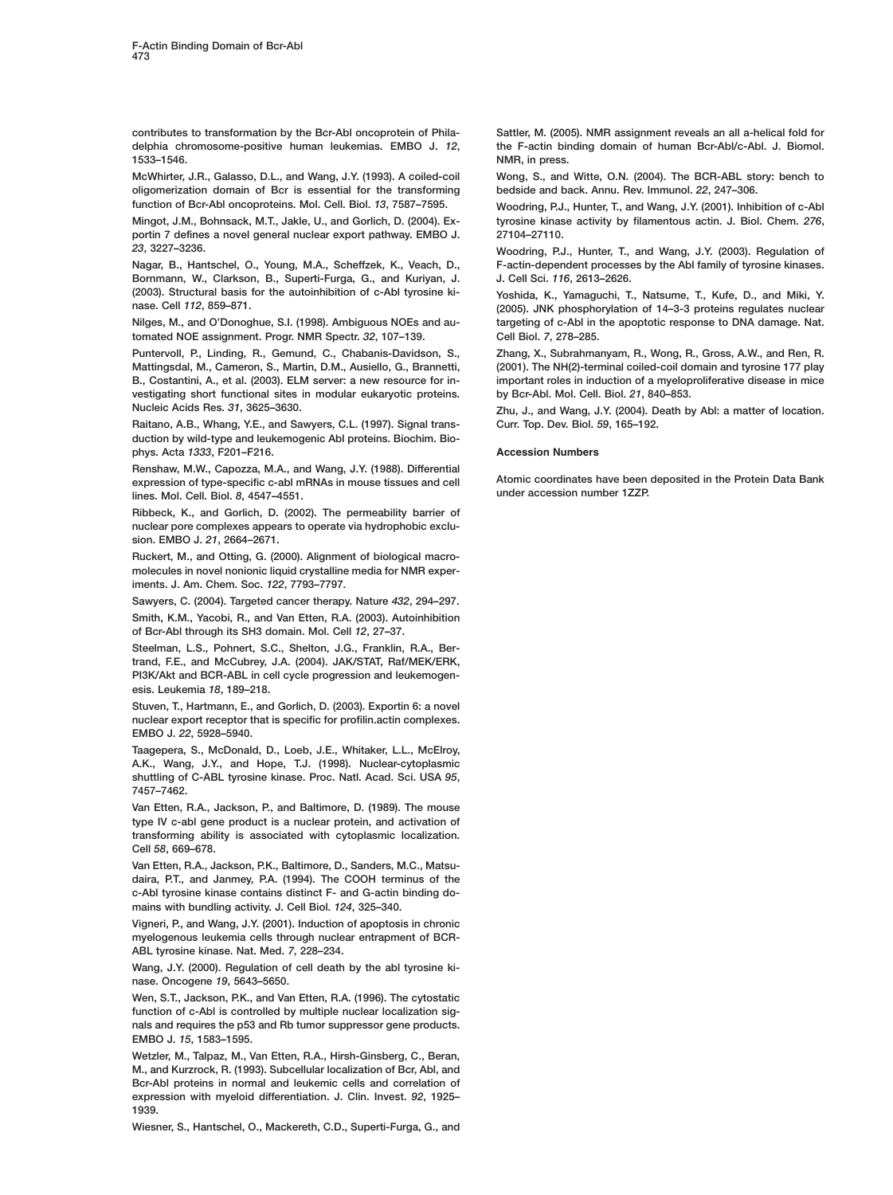contributes to transformation by the Bcr-Abl oncoprotein of Philadelphia chromosome-positive human leukemias. EMBO J. *12*, 1533–1546.

McWhirter, J.R., Galasso, D.L., and Wang, J.Y. (1993). A coiled-coil oligomerization domain of Bcr is essential for the transforming function of Bcr-Abl oncoproteins. Mol. Cell. Biol. *13*, 7587–7595.

Mingot, J.M., Bohnsack, M.T., Jakle, U., and Gorlich, D. (2004). Exportin 7 defines a novel general nuclear export pathway. EMBO J. *23*, 3227–3236.

Nagar, B., Hantschel, O., Young, M.A., Scheffzek, K., Veach, D., Bornmann, W., Clarkson, B., Superti-Furga, G., and Kuriyan, J. (2003). Structural basis for the autoinhibition of c-Abl tyrosine kinase. Cell *112*, 859–871.

Nilges, M., and O'Donoghue, S.I. (1998). Ambiguous NOEs and automated NOE assignment. Progr. NMR Spectr. *32*, 107–139.

Puntervoll, P., Linding, R., Gemund, C., Chabanis-Davidson, S., Mattingsdal, M., Cameron, S., Martin, D.M., Ausiello, G., Brannetti, B., Costantini, A., et al. (2003). ELM server: a new resource for investigating short functional sites in modular eukaryotic proteins. Nucleic Acids Res. *31*, 3625–3630.

Raitano, A.B., Whang, Y.E., and Sawyers, C.L. (1997). Signal transduction by wild-type and leukemogenic Abl proteins. Biochim. Biophys. Acta *1333*, F201–F216.

Renshaw, M.W., Capozza, M.A., and Wang, J.Y. (1988). Differential expression of type-specific c-abl mRNAs in mouse tissues and cell lines. Mol. Cell. Biol. *8*, 4547–4551.

Ribbeck, K., and Gorlich, D. (2002). The permeability barrier of nuclear pore complexes appears to operate via hydrophobic exclusion. EMBO J. *21*, 2664–2671.

Ruckert, M., and Otting, G. (2000). Alignment of biological macromolecules in novel nonionic liquid crystalline media for NMR experiments. J. Am. Chem. Soc. *122*, 7793–7797.

Sawyers, C. (2004). Targeted cancer therapy. Nature *432*, 294–297.

Smith, K.M., Yacobi, R., and Van Etten, R.A. (2003). Autoinhibition of Bcr-Abl through its SH3 domain. Mol. Cell *12*, 27–37.

Steelman, L.S., Pohnert, S.C., Shelton, J.G., Franklin, R.A., Bertrand, F.E., and McCubrey, J.A. (2004). JAK/STAT, Raf/MEK/ERK, PI3K/Akt and BCR-ABL in cell cycle progression and leukemogenesis. Leukemia *18*, 189–218.

Stuven, T., Hartmann, E., and Gorlich, D. (2003). Exportin 6: a novel nuclear export receptor that is specific for profilin.actin complexes. EMBO J. *22*, 5928–5940.

Taagepera, S., McDonald, D., Loeb, J.E., Whitaker, L.L., McElroy, A.K., Wang, J.Y., and Hope, T.J. (1998). Nuclear-cytoplasmic shuttling of C-ABL tyrosine kinase. Proc. Natl. Acad. Sci. USA *95*, 7457–7462.

Van Etten, R.A., Jackson, P., and Baltimore, D. (1989). The mouse type IV c-abl gene product is a nuclear protein, and activation of transforming ability is associated with cytoplasmic localization. Cell *58*, 669–678.

Van Etten, R.A., Jackson, P.K., Baltimore, D., Sanders, M.C., Matsudaira, P.T., and Janmey, P.A. (1994). The COOH terminus of the c-Abl tyrosine kinase contains distinct F- and G-actin binding domains with bundling activity. J. Cell Biol. *124*, 325–340.

Vigneri, P., and Wang, J.Y. (2001). Induction of apoptosis in chronic myelogenous leukemia cells through nuclear entrapment of BCR-ABL tyrosine kinase. Nat. Med. *7*, 228–234.

Wang, J.Y. (2000). Regulation of cell death by the abl tyrosine kinase. Oncogene *19*, 5643–5650.

Wen, S.T., Jackson, P.K., and Van Etten, R.A. (1996). The cytostatic function of c-Abl is controlled by multiple nuclear localization signals and requires the p53 and Rb tumor suppressor gene products. EMBO J. *15*, 1583–1595.

Wetzler, M., Talpaz, M., Van Etten, R.A., Hirsh-Ginsberg, C., Beran, M., and Kurzrock, R. (1993). Subcellular localization of Bcr, Abl, and Bcr-Abl proteins in normal and leukemic cells and correlation of expression with myeloid differentiation. J. Clin. Invest. *92*, 1925–1939.

Wiesner, S., Hantschel, O., Mackereth, C.D., Superti-Furga, G., and Sattler, M. (2005). NMR assignment reveals an all α-helical fold for the F-actin binding domain of human Bcr-Abl/c-Abl. J. Biomol. NMR, in press.

Wong, S., and Witte, O.N. (2004). The BCR-ABL story: bench to bedside and back. Annu. Rev. Immunol. *22*, 247–306.

Woodring, P.J., Hunter, T., and Wang, J.Y. (2001). Inhibition of c-Abl tyrosine kinase activity by filamentous actin. J. Biol. Chem. *276*, 27104–27110.

Woodring, P.J., Hunter, T., and Wang, J.Y. (2003). Regulation of F-actin-dependent processes by the Abl family of tyrosine kinases. J. Cell Sci. *116*, 2613–2626.

Yoshida, K., Yamaguchi, T., Natsume, T., Kufe, D., and Miki, Y. (2005). JNK phosphorylation of 14–3-3 proteins regulates nuclear targeting of c-Abl in the apoptotic response to DNA damage. Nat. Cell Biol. *7*, 278–285.

Zhang, X., Subrahmanyam, R., Wong, R., Gross, A.W., and Ren, R. (2001). The NH(2)-terminal coiled-coil domain and tyrosine 177 play important roles in induction of a myeloproliferative disease in mice by Bcr-Abl. Mol. Cell. Biol. *21*, 840–853.

Zhu, J., and Wang, J.Y. (2004). Death by Abl: a matter of location. Curr. Top. Dev. Biol. *59*, 165–192.

## Accession Numbers

Atomic coordinates have been deposited in the Protein Data Bank under accession number 1ZZP.